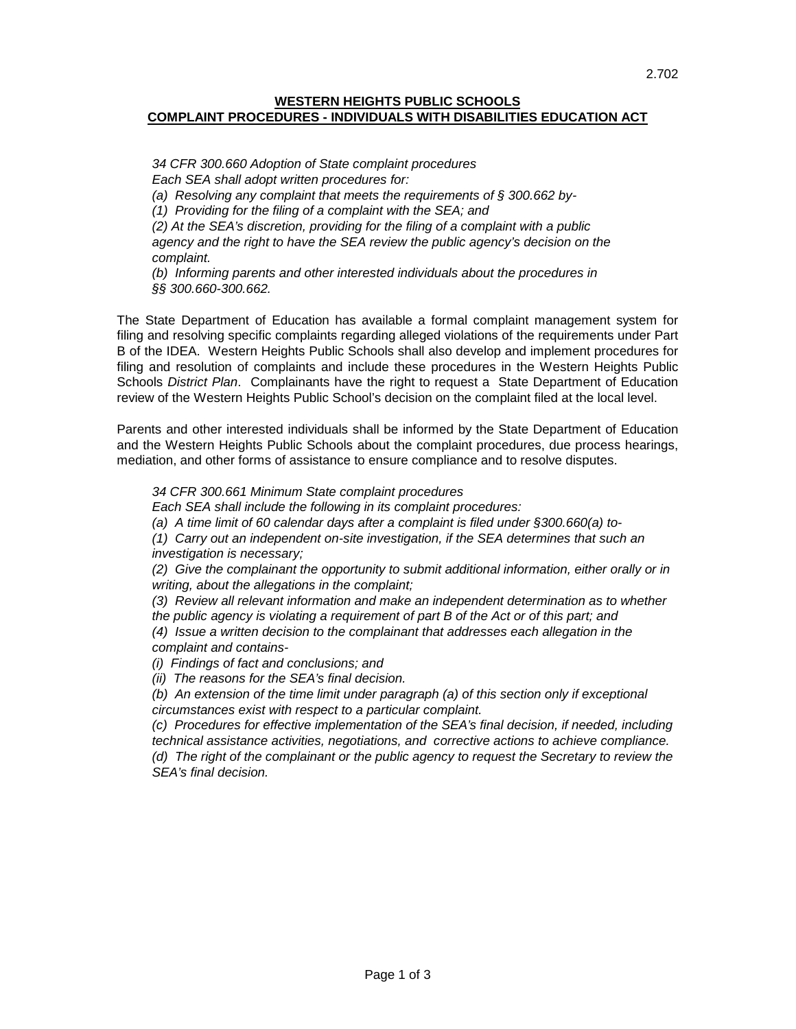**WESTERN HEIGHTS PUBLIC SCHOOLS**
**COMPLAINT PROCEDURES - INDIVIDUALS WITH DISABILITIES EDUCATION ACT**

*34 CFR 300.660 Adoption of State complaint procedures*
*Each SEA shall adopt written procedures for:*
*(a) Resolving any complaint that meets the requirements of § 300.662 by-*
*(1) Providing for the filing of a complaint with the SEA; and*
*(2) At the SEA's discretion, providing for the filing of a complaint with a public agency and the right to have the SEA review the public agency's decision on the complaint.*
*(b) Informing parents and other interested individuals about the procedures in §§ 300.660-300.662.*

The State Department of Education has available a formal complaint management system for filing and resolving specific complaints regarding alleged violations of the requirements under Part B of the IDEA. Western Heights Public Schools shall also develop and implement procedures for filing and resolution of complaints and include these procedures in the Western Heights Public Schools *District Plan*. Complainants have the right to request a State Department of Education review of the Western Heights Public School's decision on the complaint filed at the local level.

Parents and other interested individuals shall be informed by the State Department of Education and the Western Heights Public Schools about the complaint procedures, due process hearings, mediation, and other forms of assistance to ensure compliance and to resolve disputes.

*34 CFR 300.661 Minimum State complaint procedures*
*Each SEA shall include the following in its complaint procedures:*
*(a) A time limit of 60 calendar days after a complaint is filed under §300.660(a) to-*
*(1) Carry out an independent on-site investigation, if the SEA determines that such an investigation is necessary;*
*(2) Give the complainant the opportunity to submit additional information, either orally or in writing, about the allegations in the complaint;*
*(3) Review all relevant information and make an independent determination as to whether the public agency is violating a requirement of part B of the Act or of this part; and*
*(4) Issue a written decision to the complainant that addresses each allegation in the complaint and contains-*
*(i) Findings of fact and conclusions; and*
*(ii) The reasons for the SEA's final decision.*
*(b) An extension of the time limit under paragraph (a) of this section only if exceptional circumstances exist with respect to a particular complaint.*
*(c) Procedures for effective implementation of the SEA's final decision, if needed, including technical assistance activities, negotiations, and corrective actions to achieve compliance.*
*(d) The right of the complainant or the public agency to request the Secretary to review the SEA's final decision.*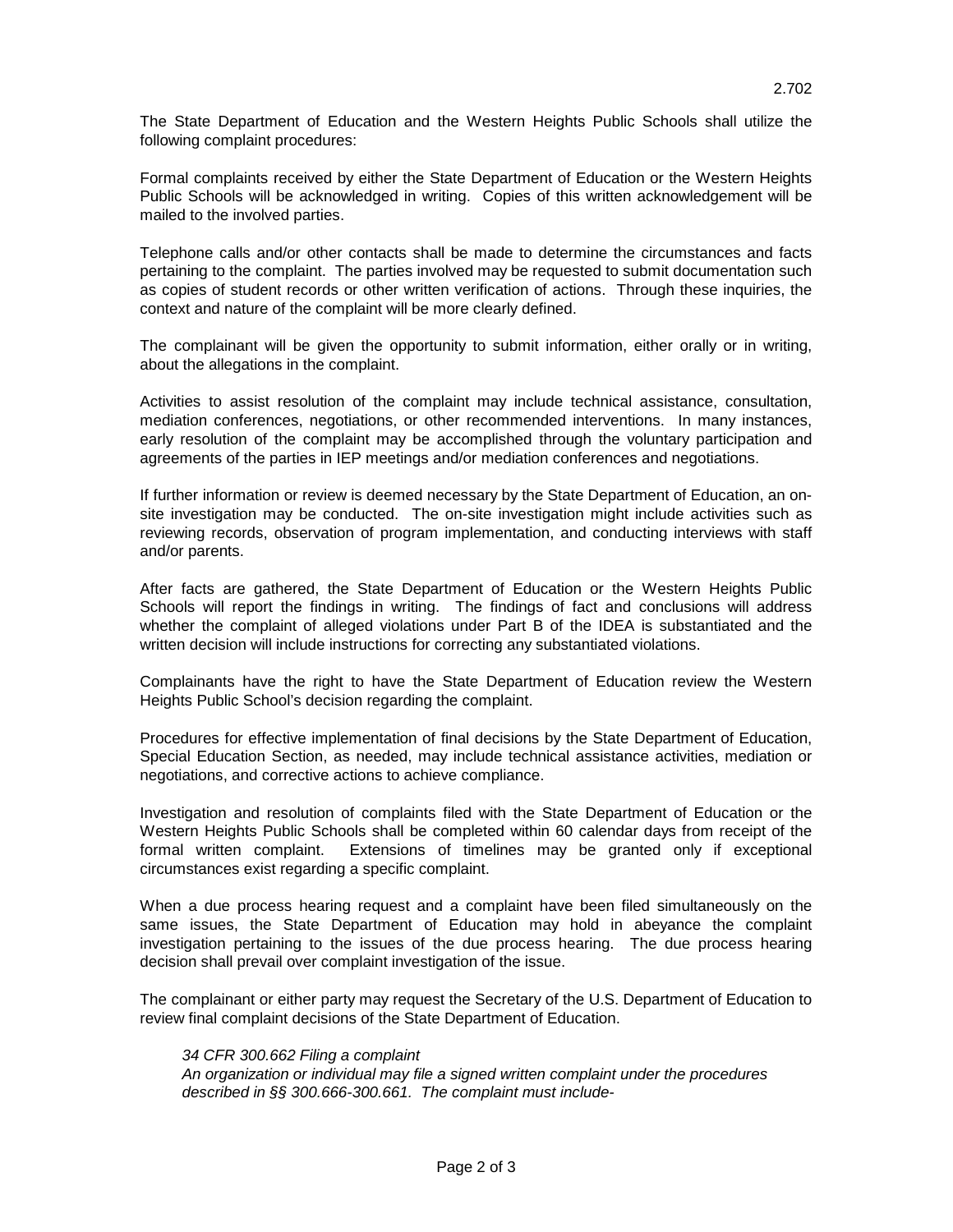The State Department of Education and the Western Heights Public Schools shall utilize the following complaint procedures:

Formal complaints received by either the State Department of Education or the Western Heights Public Schools will be acknowledged in writing. Copies of this written acknowledgement will be mailed to the involved parties.

Telephone calls and/or other contacts shall be made to determine the circumstances and facts pertaining to the complaint. The parties involved may be requested to submit documentation such as copies of student records or other written verification of actions. Through these inquiries, the context and nature of the complaint will be more clearly defined.

The complainant will be given the opportunity to submit information, either orally or in writing, about the allegations in the complaint.

Activities to assist resolution of the complaint may include technical assistance, consultation, mediation conferences, negotiations, or other recommended interventions. In many instances, early resolution of the complaint may be accomplished through the voluntary participation and agreements of the parties in IEP meetings and/or mediation conferences and negotiations.

If further information or review is deemed necessary by the State Department of Education, an on-site investigation may be conducted. The on-site investigation might include activities such as reviewing records, observation of program implementation, and conducting interviews with staff and/or parents.

After facts are gathered, the State Department of Education or the Western Heights Public Schools will report the findings in writing. The findings of fact and conclusions will address whether the complaint of alleged violations under Part B of the IDEA is substantiated and the written decision will include instructions for correcting any substantiated violations.

Complainants have the right to have the State Department of Education review the Western Heights Public School's decision regarding the complaint.

Procedures for effective implementation of final decisions by the State Department of Education, Special Education Section, as needed, may include technical assistance activities, mediation or negotiations, and corrective actions to achieve compliance.

Investigation and resolution of complaints filed with the State Department of Education or the Western Heights Public Schools shall be completed within 60 calendar days from receipt of the formal written complaint. Extensions of timelines may be granted only if exceptional circumstances exist regarding a specific complaint.

When a due process hearing request and a complaint have been filed simultaneously on the same issues, the State Department of Education may hold in abeyance the complaint investigation pertaining to the issues of the due process hearing. The due process hearing decision shall prevail over complaint investigation of the issue.

The complainant or either party may request the Secretary of the U.S. Department of Education to review final complaint decisions of the State Department of Education.

> *34 CFR 300.662 Filing a complaint*
> *An organization or individual may file a signed written complaint under the procedures described in §§ 300.666-300.661. The complaint must include-*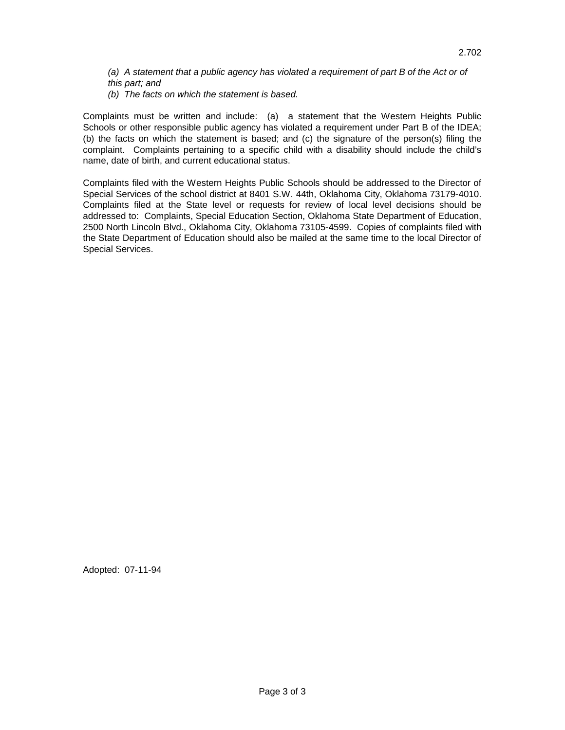*(a) A statement that a public agency has violated a requirement of part B of the Act or of this part; and*

*(b) The facts on which the statement is based.*

Complaints must be written and include: (a) a statement that the Western Heights Public Schools or other responsible public agency has violated a requirement under Part B of the IDEA; (b) the facts on which the statement is based; and (c) the signature of the person(s) filing the complaint. Complaints pertaining to a specific child with a disability should include the child's name, date of birth, and current educational status.

Complaints filed with the Western Heights Public Schools should be addressed to the Director of Special Services of the school district at 8401 S.W. 44th, Oklahoma City, Oklahoma 73179-4010. Complaints filed at the State level or requests for review of local level decisions should be addressed to: Complaints, Special Education Section, Oklahoma State Department of Education, 2500 North Lincoln Blvd., Oklahoma City, Oklahoma 73105-4599. Copies of complaints filed with the State Department of Education should also be mailed at the same time to the local Director of Special Services.

Adopted: 07-11-94